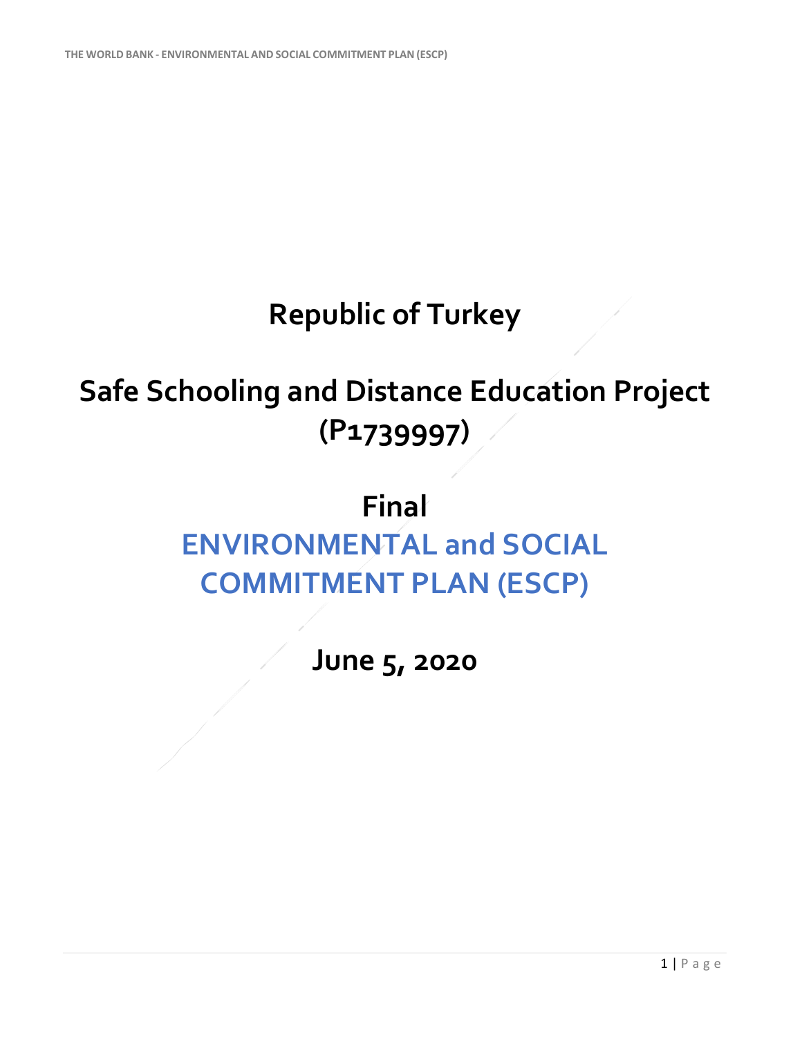# Republic of Turkey

# Safe Schooling and Distance Education Project (P1739997)

# Final

# ENVIRONMENTAL and SOCIAL COMMITMENT PLAN (ESCP)

# June 5, 2020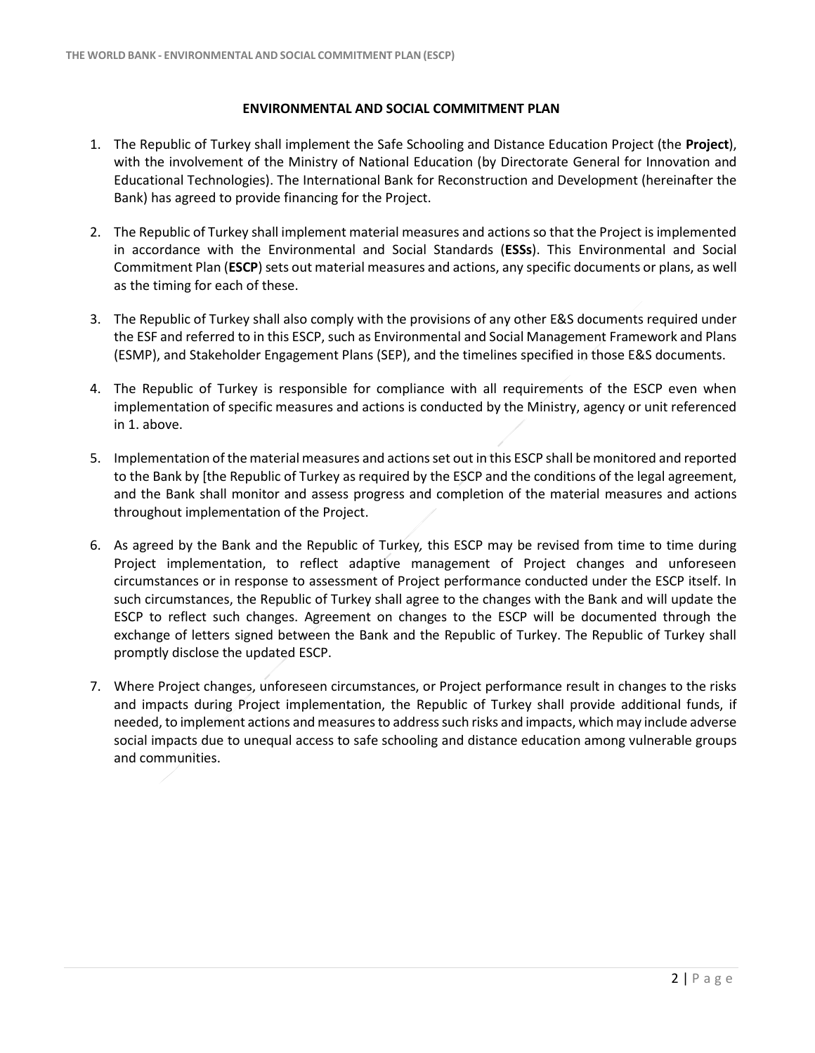## ENVIRONMENTAL AND SOCIAL COMMITMENT PLAN

1. The Republic of Turkey shall implement the Safe Schooling and Distance Education Project (the **Project**), with the involvement of the Ministry of National Education (by Directorate General for Innovation and Educational Technologies). The International Bank for Reconstruction and Development (hereinafter the Bank) has agreed to provide financing for the Project.

2. The Republic of Turkey shall implement material measures and actions so that the Project is implemented in accordance with the Environmental and Social Standards (**ESSs**). This Environmental and Social Commitment Plan (**ESCP**) sets out material measures and actions, any specific documents or plans, as well as the timing for each of these.

3. The Republic of Turkey shall also comply with the provisions of any other E&S documents required under the ESF and referred to in this ESCP, such as Environmental and Social Management Framework and Plans (ESMP), and Stakeholder Engagement Plans (SEP), and the timelines specified in those E&S documents.

4. The Republic of Turkey is responsible for compliance with all requirements of the ESCP even when implementation of specific measures and actions is conducted by the Ministry, agency or unit referenced in 1. above.

5. Implementation of the material measures and actions set out in this ESCP shall be monitored and reported to the Bank by [the Republic of Turkey as required by the ESCP and the conditions of the legal agreement, and the Bank shall monitor and assess progress and completion of the material measures and actions throughout implementation of the Project.

6. As agreed by the Bank and the Republic of Turkey, this ESCP may be revised from time to time during Project implementation, to reflect adaptive management of Project changes and unforeseen circumstances or in response to assessment of Project performance conducted under the ESCP itself. In such circumstances, the Republic of Turkey shall agree to the changes with the Bank and will update the ESCP to reflect such changes. Agreement on changes to the ESCP will be documented through the exchange of letters signed between the Bank and the Republic of Turkey. The Republic of Turkey shall promptly disclose the updated ESCP.

7. Where Project changes, unforeseen circumstances, or Project performance result in changes to the risks and impacts during Project implementation, the Republic of Turkey shall provide additional funds, if needed, to implement actions and measures to address such risks and impacts, which may include adverse social impacts due to unequal access to safe schooling and distance education among vulnerable groups and communities.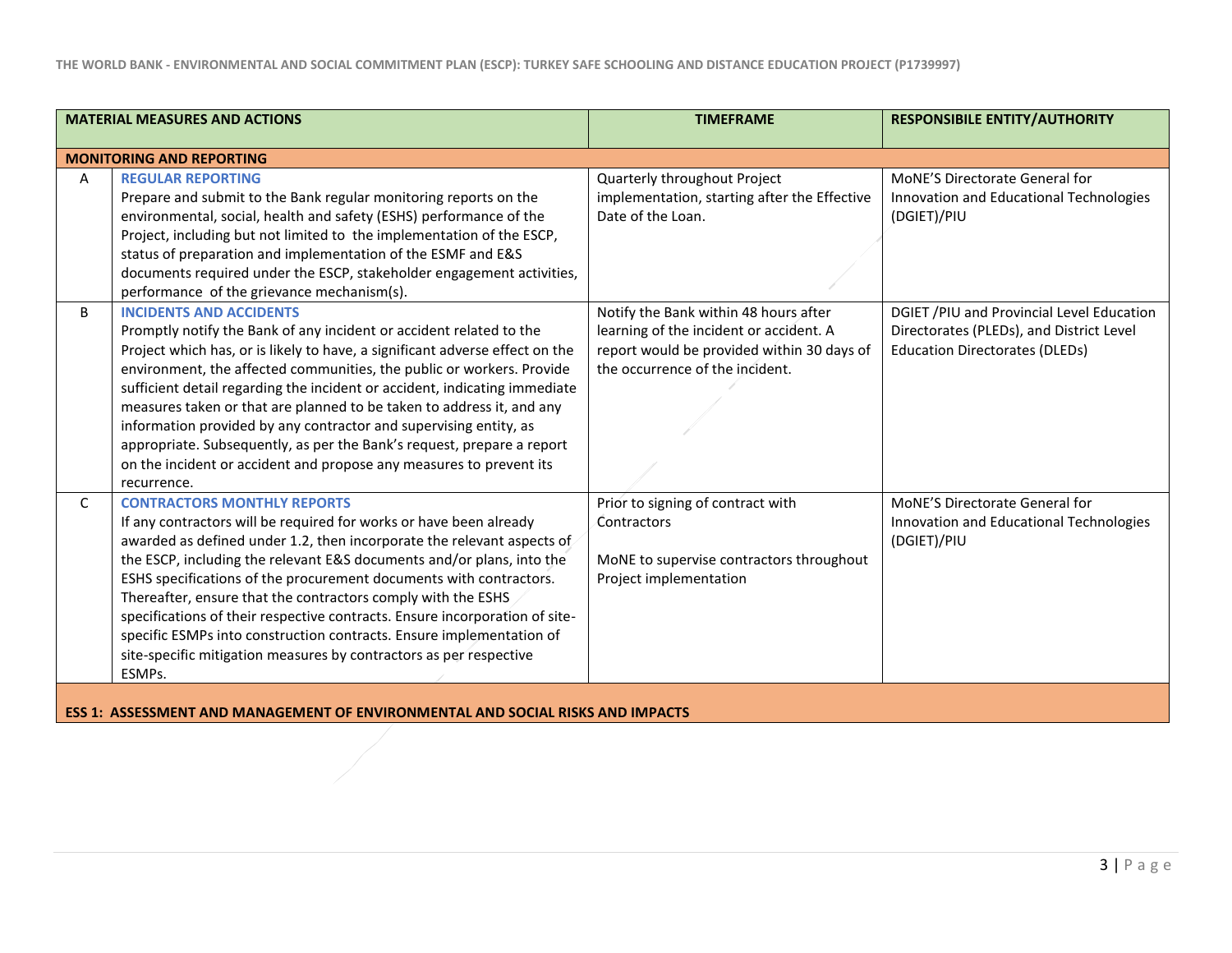| MATERIAL MEASURES AND ACTIONS | | TIMEFRAME | RESPONSIBILE ENTITY/AUTHORITY |
|---|---|---|---|
| **MONITORING AND REPORTING** | | | |
| A | **REGULAR REPORTING**<br>Prepare and submit to the Bank regular monitoring reports on the environmental, social, health and safety (ESHS) performance of the Project, including but not limited to the implementation of the ESCP, status of preparation and implementation of the ESMF and E&S documents required under the ESCP, stakeholder engagement activities, performance of the grievance mechanism(s). | Quarterly throughout Project implementation, starting after the Effective Date of the Loan. | MoNE'S Directorate General for Innovation and Educational Technologies (DGIET)/PIU |
| B | **INCIDENTS AND ACCIDENTS**<br>Promptly notify the Bank of any incident or accident related to the Project which has, or is likely to have, a significant adverse effect on the environment, the affected communities, the public or workers. Provide sufficient detail regarding the incident or accident, indicating immediate measures taken or that are planned to be taken to address it, and any information provided by any contractor and supervising entity, as appropriate. Subsequently, as per the Bank's request, prepare a report on the incident or accident and propose any measures to prevent its recurrence. | Notify the Bank within 48 hours after learning of the incident or accident. A report would be provided within 30 days of the occurrence of the incident. | DGIET /PIU and Provincial Level Education Directorates (PLEDs), and District Level Education Directorates (DLEDs) |
| C | **CONTRACTORS MONTHLY REPORTS**<br>If any contractors will be required for works or have been already awarded as defined under 1.2, then incorporate the relevant aspects of the ESCP, including the relevant E&S documents and/or plans, into the ESHS specifications of the procurement documents with contractors. Thereafter, ensure that the contractors comply with the ESHS specifications of their respective contracts. Ensure incorporation of site-specific ESMPs into construction contracts. Ensure implementation of site-specific mitigation measures by contractors as per respective ESMPs. | Prior to signing of contract with Contractors<br><br>MoNE to supervise contractors throughout Project implementation | MoNE'S Directorate General for Innovation and Educational Technologies (DGIET)/PIU |
| **ESS 1: ASSESSMENT AND MANAGEMENT OF ENVIRONMENTAL AND SOCIAL RISKS AND IMPACTS** | | | |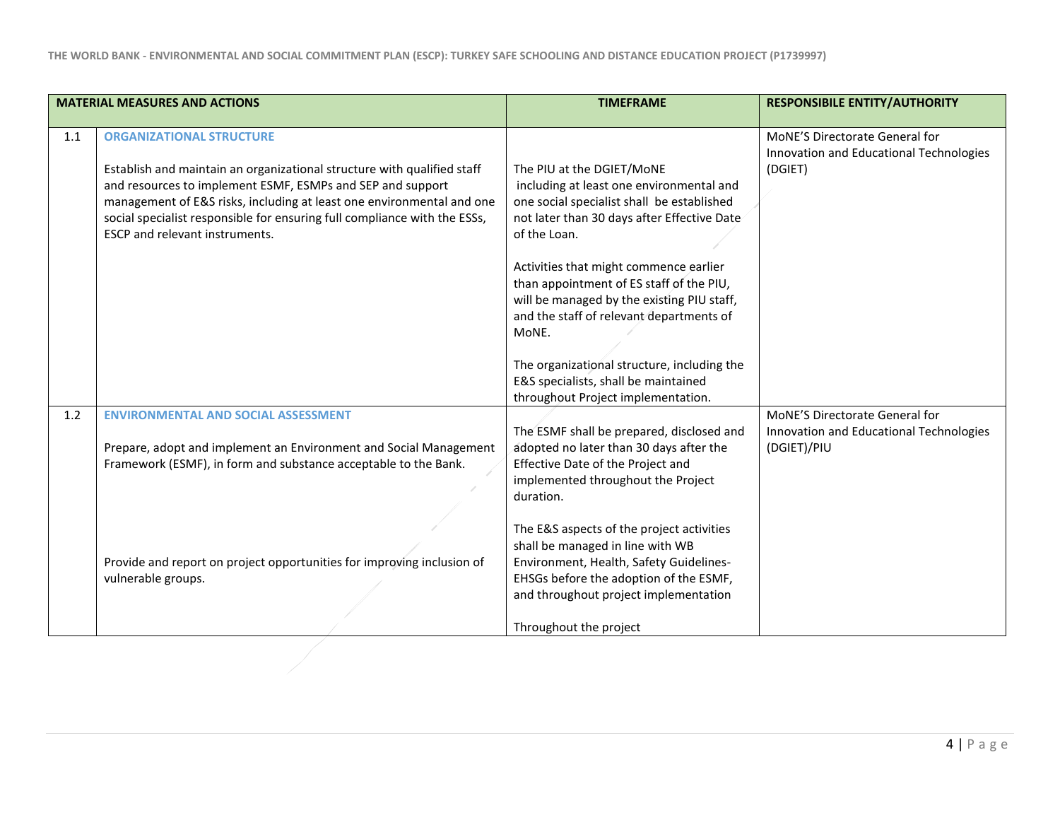| | MATERIAL MEASURES AND ACTIONS | TIMEFRAME | RESPONSIBILE ENTITY/AUTHORITY |
|---|---|---|---|
| 1.1 | **ORGANIZATIONAL STRUCTURE**<br><br>Establish and maintain an organizational structure with qualified staff and resources to implement ESMF, ESMPs and SEP and support management of E&S risks, including at least one environmental and one social specialist responsible for ensuring full compliance with the ESSs, ESCP and relevant instruments. | The PIU at the DGIET/MoNE including at least one environmental and one social specialist shall be established not later than 30 days after Effective Date of the Loan.<br><br>Activities that might commence earlier than appointment of ES staff of the PIU, will be managed by the existing PIU staff, and the staff of relevant departments of MoNE.<br><br>The organizational structure, including the E&S specialists, shall be maintained throughout Project implementation. | MoNE'S Directorate General for Innovation and Educational Technologies (DGIET) |
| 1.2 | **ENVIRONMENTAL AND SOCIAL ASSESSMENT**<br><br>Prepare, adopt and implement an Environment and Social Management Framework (ESMF), in form and substance acceptable to the Bank.<br><br>Provide and report on project opportunities for improving inclusion of vulnerable groups. | The ESMF shall be prepared, disclosed and adopted no later than 30 days after the Effective Date of the Project and implemented throughout the Project duration.<br><br>The E&S aspects of the project activities shall be managed in line with WB Environment, Health, Safety Guidelines-EHSGs before the adoption of the ESMF, and throughout project implementation<br><br>Throughout the project | MoNE'S Directorate General for Innovation and Educational Technologies (DGIET)/PIU |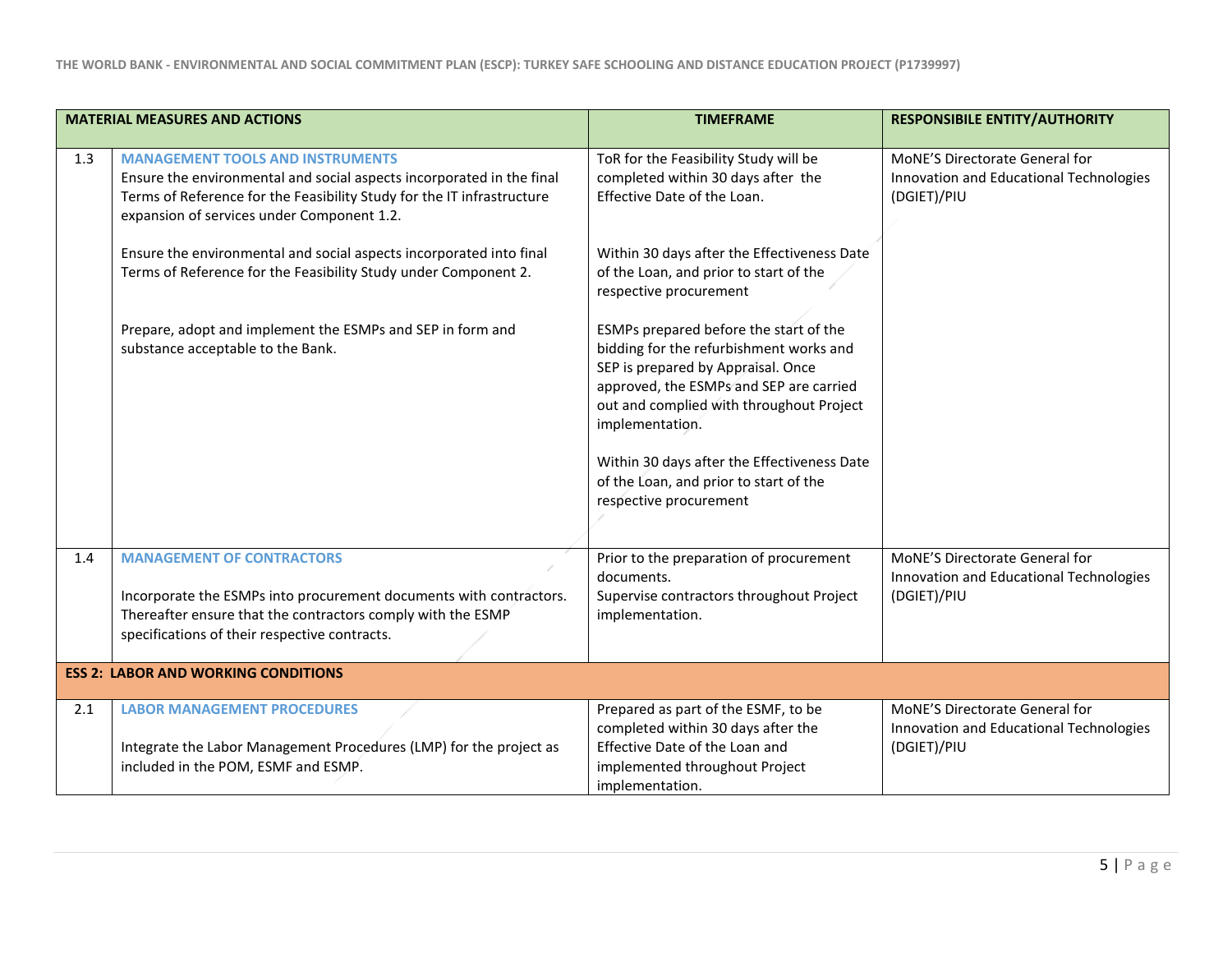| | MATERIAL MEASURES AND ACTIONS | TIMEFRAME | RESPONSIBILE ENTITY/AUTHORITY |
|---|---|---|---|
| 1.3 | **MANAGEMENT TOOLS AND INSTRUMENTS**<br>Ensure the environmental and social aspects incorporated in the final Terms of Reference for the Feasibility Study for the IT infrastructure expansion of services under Component 1.2.<br><br>Ensure the environmental and social aspects incorporated into final Terms of Reference for the Feasibility Study under Component 2.<br><br>Prepare, adopt and implement the ESMPs and SEP in form and substance acceptable to the Bank. | ToR for the Feasibility Study will be completed within 30 days after the Effective Date of the Loan.<br><br>Within 30 days after the Effectiveness Date of the Loan, and prior to start of the respective procurement<br><br>ESMPs prepared before the start of the bidding for the refurbishment works and SEP is prepared by Appraisal. Once approved, the ESMPs and SEP are carried out and complied with throughout Project implementation.<br><br>Within 30 days after the Effectiveness Date of the Loan, and prior to start of the respective procurement | MoNE'S Directorate General for Innovation and Educational Technologies (DGIET)/PIU |
| 1.4 | **MANAGEMENT OF CONTRACTORS**<br><br>Incorporate the ESMPs into procurement documents with contractors. Thereafter ensure that the contractors comply with the ESMP specifications of their respective contracts. | Prior to the preparation of procurement documents.<br>Supervise contractors throughout Project implementation. | MoNE'S Directorate General for Innovation and Educational Technologies (DGIET)/PIU |
| **ESS 2: LABOR AND WORKING CONDITIONS** | | | |
| 2.1 | **LABOR MANAGEMENT PROCEDURES**<br><br>Integrate the Labor Management Procedures (LMP) for the project as included in the POM, ESMF and ESMP. | Prepared as part of the ESMF, to be completed within 30 days after the Effective Date of the Loan and implemented throughout Project implementation. | MoNE'S Directorate General for Innovation and Educational Technologies (DGIET)/PIU |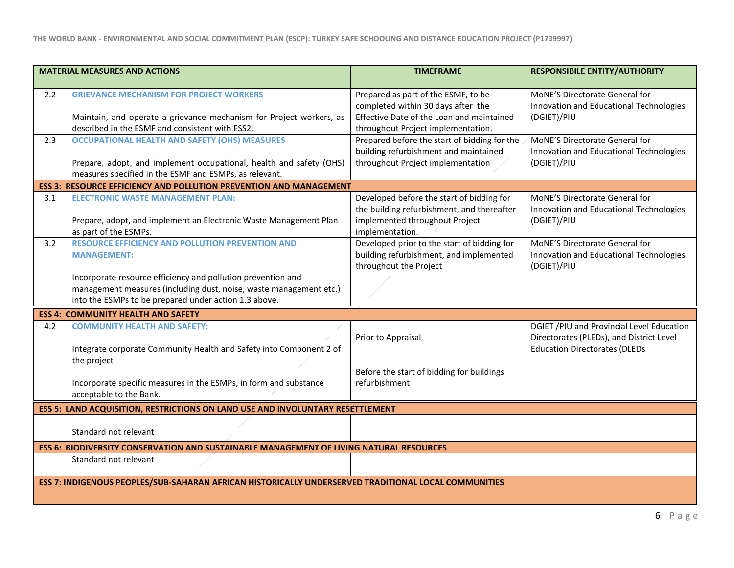| | MATERIAL MEASURES AND ACTIONS | TIMEFRAME | RESPONSIBILE ENTITY/AUTHORITY |
|---|---|---|---|
| 2.2 | **GRIEVANCE MECHANISM FOR PROJECT WORKERS**<br><br>Maintain, and operate a grievance mechanism for Project workers, as described in the ESMF and consistent with ESS2. | Prepared as part of the ESMF, to be completed within 30 days after the Effective Date of the Loan and maintained throughout Project implementation. | MoNE'S Directorate General for Innovation and Educational Technologies (DGIET)/PIU |
| 2.3 | **OCCUPATIONAL HEALTH AND SAFETY (OHS) MEASURES**<br><br>Prepare, adopt, and implement occupational, health and safety (OHS) measures specified in the ESMF and ESMPs, as relevant. | Prepared before the start of bidding for the building refurbishment and maintained throughout Project implementation | MoNE'S Directorate General for Innovation and Educational Technologies (DGIET)/PIU |
| **ESS 3: RESOURCE EFFICIENCY AND POLLUTION PREVENTION AND MANAGEMENT** | | | |
| 3.1 | **ELECTRONIC WASTE MANAGEMENT PLAN:**<br><br>Prepare, adopt, and implement an Electronic Waste Management Plan as part of the ESMPs. | Developed before the start of bidding for the building refurbishment, and thereafter implemented throughout Project implementation. | MoNE'S Directorate General for Innovation and Educational Technologies (DGIET)/PIU |
| 3.2 | **RESOURCE EFFICIENCY AND POLLUTION PREVENTION AND MANAGEMENT:**<br><br>Incorporate resource efficiency and pollution prevention and management measures (including dust, noise, waste management etc.) into the ESMPs to be prepared under action 1.3 above. | Developed prior to the start of bidding for building refurbishment, and implemented throughout the Project | MoNE'S Directorate General for Innovation and Educational Technologies (DGIET)/PIU |
| **ESS 4: COMMUNITY HEALTH AND SAFETY** | | | |
| 4.2 | **COMMUNITY HEALTH AND SAFETY:**<br><br>Integrate corporate Community Health and Safety into Component 2 of the project<br><br>Incorporate specific measures in the ESMPs, in form and substance acceptable to the Bank. | Prior to Appraisal<br><br>Before the start of bidding for buildings refurbishment | DGIET /PIU and Provincial Level Education Directorates (PLEDs), and District Level Education Directorates (DLEDs |
| **ESS 5: LAND ACQUISITION, RESTRICTIONS ON LAND USE AND INVOLUNTARY RESETTLEMENT** | | | |
| | Standard not relevant | | |
| **ESS 6: BIODIVERSITY CONSERVATION AND SUSTAINABLE MANAGEMENT OF LIVING NATURAL RESOURCES** | | | |
| | Standard not relevant | | |
| **ESS 7: INDIGENOUS PEOPLES/SUB-SAHARAN AFRICAN HISTORICALLY UNDERSERVED TRADITIONAL LOCAL COMMUNITIES** | | | |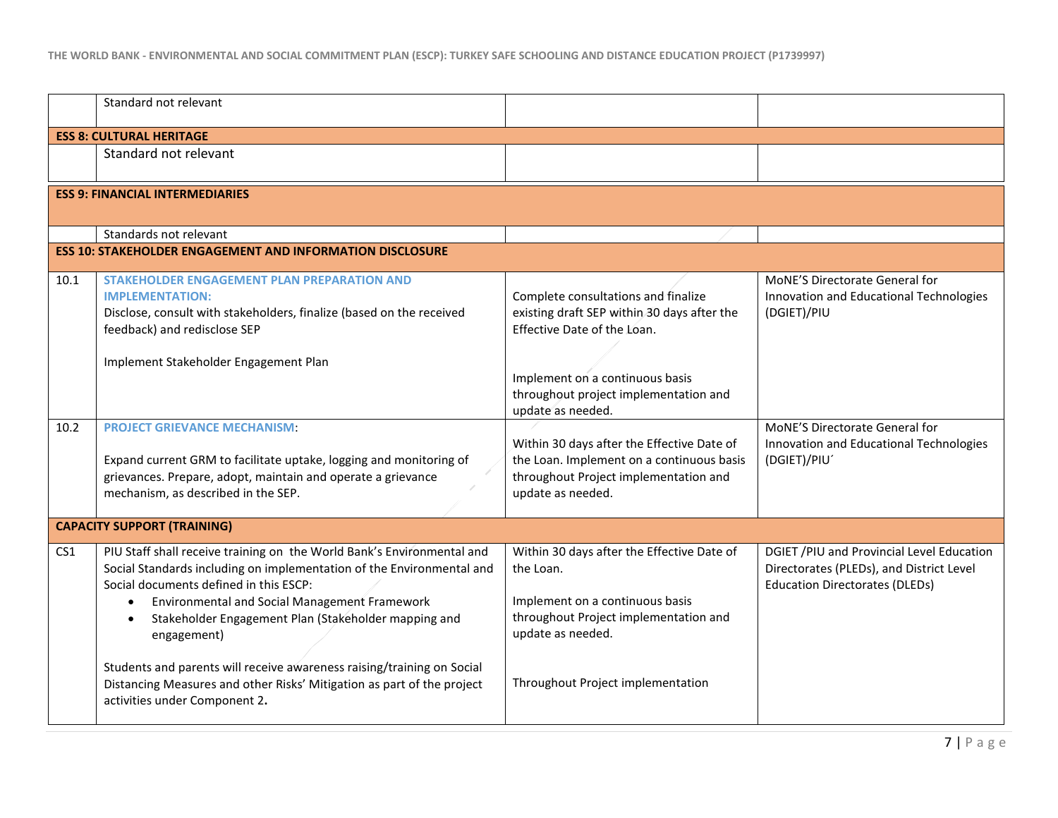| | | | |
|---|---|---|---|
| | Standard not relevant | | |
| **ESS 8: CULTURAL HERITAGE** | | | |
| | Standard not relevant | | |
| **ESS 9: FINANCIAL INTERMEDIARIES** | | | |
| | Standards not relevant | | |
| **ESS 10: STAKEHOLDER ENGAGEMENT AND INFORMATION DISCLOSURE** | | | |
| 10.1 | **STAKEHOLDER ENGAGEMENT PLAN PREPARATION AND IMPLEMENTATION:**<br>Disclose, consult with stakeholders, finalize (based on the received feedback) and redisclose SEP<br><br>Implement Stakeholder Engagement Plan | Complete consultations and finalize existing draft SEP within 30 days after the Effective Date of the Loan.<br><br>Implement on a continuous basis throughout project implementation and update as needed. | MoNE'S Directorate General for Innovation and Educational Technologies (DGIET)/PIU |
| 10.2 | **PROJECT GRIEVANCE MECHANISM**:<br><br>Expand current GRM to facilitate uptake, logging and monitoring of grievances. Prepare, adopt, maintain and operate a grievance mechanism, as described in the SEP. | Within 30 days after the Effective Date of the Loan. Implement on a continuous basis throughout Project implementation and update as needed. | MoNE'S Directorate General for Innovation and Educational Technologies (DGIET)/PIU´ |
| **CAPACITY SUPPORT (TRAINING)** | | | |
| CS1 | PIU Staff shall receive training on the World Bank's Environmental and Social Standards including on implementation of the Environmental and Social documents defined in this ESCP:<br>• Environmental and Social Management Framework<br>• Stakeholder Engagement Plan (Stakeholder mapping and engagement)<br><br>Students and parents will receive awareness raising/training on Social Distancing Measures and other Risks' Mitigation as part of the project activities under Component 2**.** | Within 30 days after the Effective Date of the Loan.<br><br>Implement on a continuous basis throughout Project implementation and update as needed.<br><br>Throughout Project implementation | DGIET /PIU and Provincial Level Education Directorates (PLEDs), and District Level Education Directorates (DLEDs) |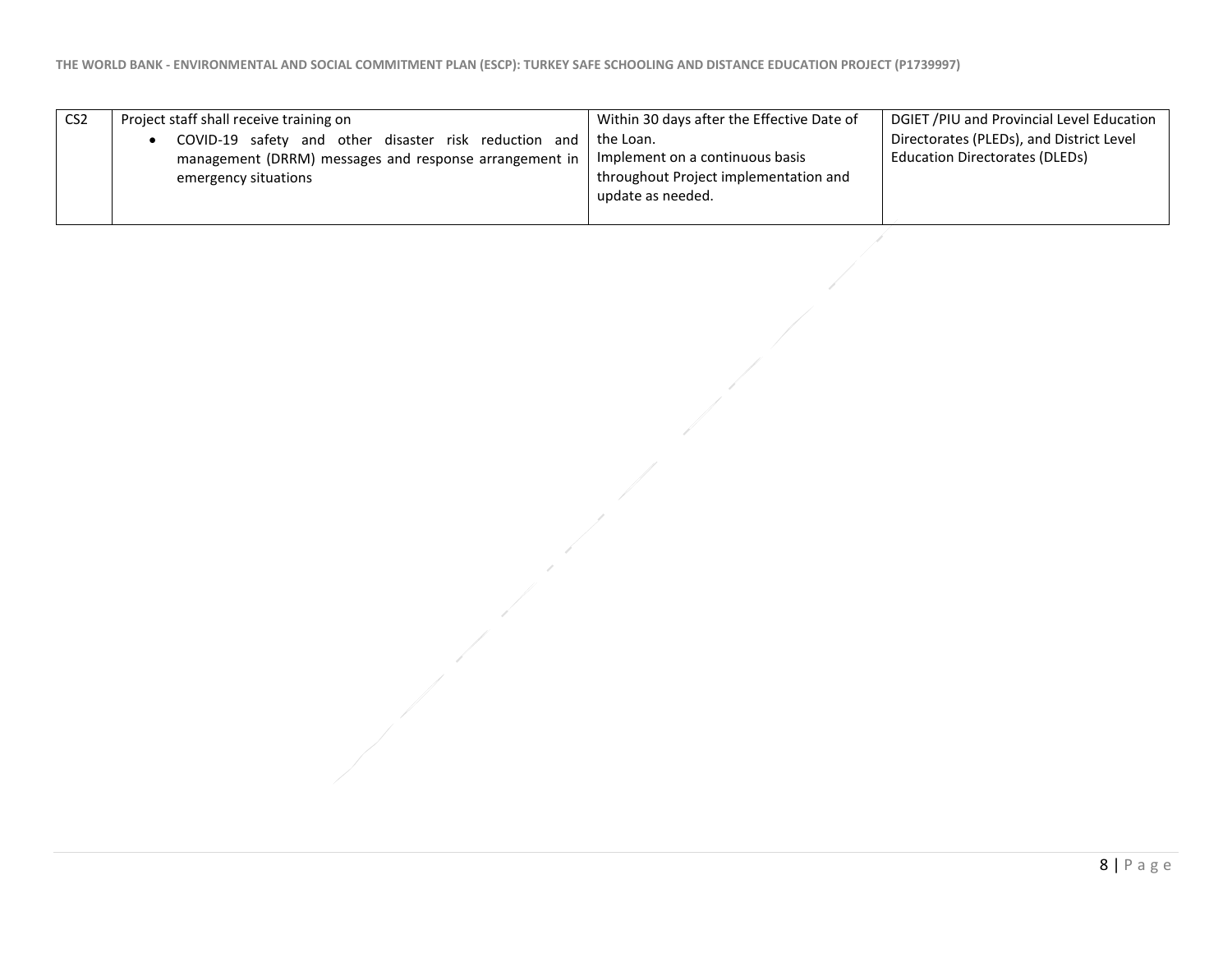| | | | |
|---|---|---|---|
| CS2 | Project staff shall receive training on<br>• COVID-19 safety and other disaster risk reduction and management (DRRM) messages and response arrangement in emergency situations | Within 30 days after the Effective Date of the Loan.<br>Implement on a continuous basis throughout Project implementation and update as needed. | DGIET /PIU and Provincial Level Education Directorates (PLEDs), and District Level Education Directorates (DLEDs) |